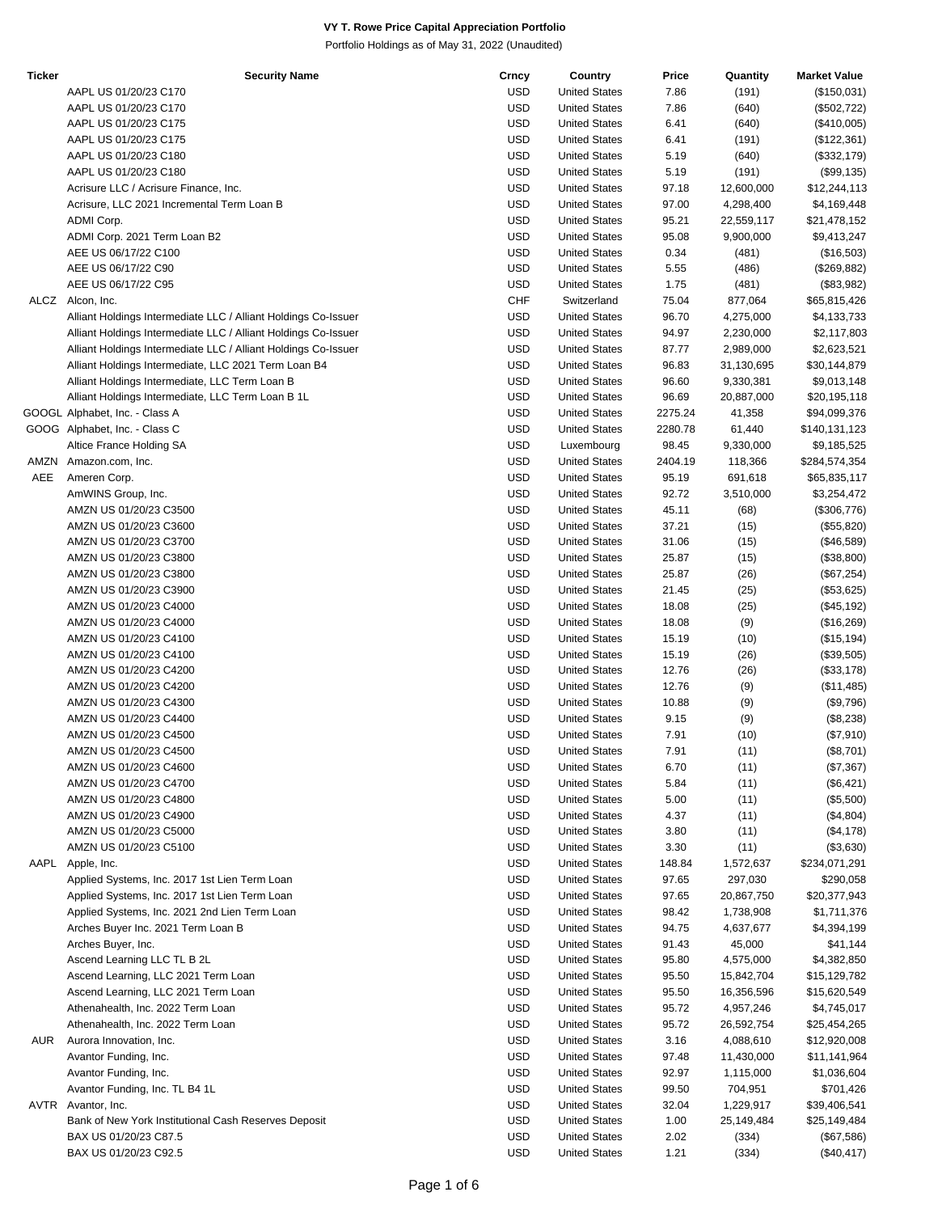**VY T. Rowe Price Capital Appreciation Portfolio**

Portfolio Holdings as of May 31, 2022 (Unaudited)

| Ticker | Security Name | Crncy | Country | Price | Quantity | Market Value |
|---|---|---|---|---|---|---|
| | AAPL US 01/20/23 C170 | USD | United States | 7.86 | (191) | ($150,031) |
| | AAPL US 01/20/23 C170 | USD | United States | 7.86 | (640) | ($502,722) |
| | AAPL US 01/20/23 C175 | USD | United States | 6.41 | (640) | ($410,005) |
| | AAPL US 01/20/23 C175 | USD | United States | 6.41 | (191) | ($122,361) |
| | AAPL US 01/20/23 C180 | USD | United States | 5.19 | (640) | ($332,179) |
| | AAPL US 01/20/23 C180 | USD | United States | 5.19 | (191) | ($99,135) |
| | Acrisure LLC / Acrisure Finance, Inc. | USD | United States | 97.18 | 12,600,000 | $12,244,113 |
| | Acrisure, LLC 2021 Incremental Term Loan B | USD | United States | 97.00 | 4,298,400 | $4,169,448 |
| | ADMI Corp. | USD | United States | 95.21 | 22,559,117 | $21,478,152 |
| | ADMI Corp. 2021 Term Loan B2 | USD | United States | 95.08 | 9,900,000 | $9,413,247 |
| | AEE US 06/17/22 C100 | USD | United States | 0.34 | (481) | ($16,503) |
| | AEE US 06/17/22 C90 | USD | United States | 5.55 | (486) | ($269,882) |
| | AEE US 06/17/22 C95 | USD | United States | 1.75 | (481) | ($83,982) |
| ALCZ | Alcon, Inc. | CHF | Switzerland | 75.04 | 877,064 | $65,815,426 |
| | Alliant Holdings Intermediate LLC / Alliant Holdings Co-Issuer | USD | United States | 96.70 | 4,275,000 | $4,133,733 |
| | Alliant Holdings Intermediate LLC / Alliant Holdings Co-Issuer | USD | United States | 94.97 | 2,230,000 | $2,117,803 |
| | Alliant Holdings Intermediate LLC / Alliant Holdings Co-Issuer | USD | United States | 87.77 | 2,989,000 | $2,623,521 |
| | Alliant Holdings Intermediate, LLC 2021 Term Loan B4 | USD | United States | 96.83 | 31,130,695 | $30,144,879 |
| | Alliant Holdings Intermediate, LLC Term Loan B | USD | United States | 96.60 | 9,330,381 | $9,013,148 |
| | Alliant Holdings Intermediate, LLC Term Loan B 1L | USD | United States | 96.69 | 20,887,000 | $20,195,118 |
| GOOGL | Alphabet, Inc. - Class A | USD | United States | 2275.24 | 41,358 | $94,099,376 |
| GOOG | Alphabet, Inc. - Class C | USD | United States | 2280.78 | 61,440 | $140,131,123 |
| | Altice France Holding SA | USD | Luxembourg | 98.45 | 9,330,000 | $9,185,525 |
| AMZN | Amazon.com, Inc. | USD | United States | 2404.19 | 118,366 | $284,574,354 |
| AEE | Ameren Corp. | USD | United States | 95.19 | 691,618 | $65,835,117 |
| | AmWINS Group, Inc. | USD | United States | 92.72 | 3,510,000 | $3,254,472 |
| | AMZN US 01/20/23 C3500 | USD | United States | 45.11 | (68) | ($306,776) |
| | AMZN US 01/20/23 C3600 | USD | United States | 37.21 | (15) | ($55,820) |
| | AMZN US 01/20/23 C3700 | USD | United States | 31.06 | (15) | ($46,589) |
| | AMZN US 01/20/23 C3800 | USD | United States | 25.87 | (15) | ($38,800) |
| | AMZN US 01/20/23 C3800 | USD | United States | 25.87 | (26) | ($67,254) |
| | AMZN US 01/20/23 C3900 | USD | United States | 21.45 | (25) | ($53,625) |
| | AMZN US 01/20/23 C4000 | USD | United States | 18.08 | (25) | ($45,192) |
| | AMZN US 01/20/23 C4000 | USD | United States | 18.08 | (9) | ($16,269) |
| | AMZN US 01/20/23 C4100 | USD | United States | 15.19 | (10) | ($15,194) |
| | AMZN US 01/20/23 C4100 | USD | United States | 15.19 | (26) | ($39,505) |
| | AMZN US 01/20/23 C4200 | USD | United States | 12.76 | (26) | ($33,178) |
| | AMZN US 01/20/23 C4200 | USD | United States | 12.76 | (9) | ($11,485) |
| | AMZN US 01/20/23 C4300 | USD | United States | 10.88 | (9) | ($9,796) |
| | AMZN US 01/20/23 C4400 | USD | United States | 9.15 | (9) | ($8,238) |
| | AMZN US 01/20/23 C4500 | USD | United States | 7.91 | (10) | ($7,910) |
| | AMZN US 01/20/23 C4500 | USD | United States | 7.91 | (11) | ($8,701) |
| | AMZN US 01/20/23 C4600 | USD | United States | 6.70 | (11) | ($7,367) |
| | AMZN US 01/20/23 C4700 | USD | United States | 5.84 | (11) | ($6,421) |
| | AMZN US 01/20/23 C4800 | USD | United States | 5.00 | (11) | ($5,500) |
| | AMZN US 01/20/23 C4900 | USD | United States | 4.37 | (11) | ($4,804) |
| | AMZN US 01/20/23 C5000 | USD | United States | 3.80 | (11) | ($4,178) |
| | AMZN US 01/20/23 C5100 | USD | United States | 3.30 | (11) | ($3,630) |
| AAPL | Apple, Inc. | USD | United States | 148.84 | 1,572,637 | $234,071,291 |
| | Applied Systems, Inc. 2017 1st Lien Term Loan | USD | United States | 97.65 | 297,030 | $290,058 |
| | Applied Systems, Inc. 2017 1st Lien Term Loan | USD | United States | 97.65 | 20,867,750 | $20,377,943 |
| | Applied Systems, Inc. 2021 2nd Lien Term Loan | USD | United States | 98.42 | 1,738,908 | $1,711,376 |
| | Arches Buyer Inc. 2021 Term Loan B | USD | United States | 94.75 | 4,637,677 | $4,394,199 |
| | Arches Buyer, Inc. | USD | United States | 91.43 | 45,000 | $41,144 |
| | Ascend Learning LLC TL B 2L | USD | United States | 95.80 | 4,575,000 | $4,382,850 |
| | Ascend Learning, LLC 2021 Term Loan | USD | United States | 95.50 | 15,842,704 | $15,129,782 |
| | Ascend Learning, LLC 2021 Term Loan | USD | United States | 95.50 | 16,356,596 | $15,620,549 |
| | Athenahealth, Inc. 2022 Term Loan | USD | United States | 95.72 | 4,957,246 | $4,745,017 |
| | Athenahealth, Inc. 2022 Term Loan | USD | United States | 95.72 | 26,592,754 | $25,454,265 |
| AUR | Aurora Innovation, Inc. | USD | United States | 3.16 | 4,088,610 | $12,920,008 |
| | Avantor Funding, Inc. | USD | United States | 97.48 | 11,430,000 | $11,141,964 |
| | Avantor Funding, Inc. | USD | United States | 92.97 | 1,115,000 | $1,036,604 |
| | Avantor Funding, Inc. TL B4 1L | USD | United States | 99.50 | 704,951 | $701,426 |
| AVTR | Avantor, Inc. | USD | United States | 32.04 | 1,229,917 | $39,406,541 |
| | Bank of New York Institutional Cash Reserves Deposit | USD | United States | 1.00 | 25,149,484 | $25,149,484 |
| | BAX US 01/20/23 C87.5 | USD | United States | 2.02 | (334) | ($67,586) |
| | BAX US 01/20/23 C92.5 | USD | United States | 1.21 | (334) | ($40,417) |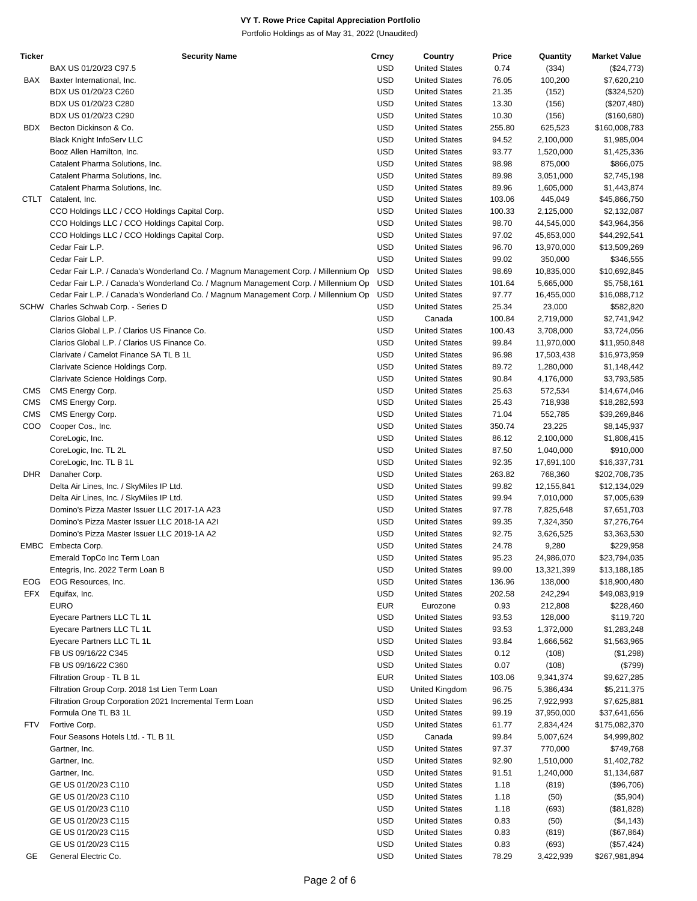**VY T. Rowe Price Capital Appreciation Portfolio**

Portfolio Holdings as of May 31, 2022 (Unaudited)

| Ticker | Security Name | Crncy | Country | Price | Quantity | Market Value |
|---|---|---|---|---|---|---|
| | BAX US 01/20/23 C97.5 | USD | United States | 0.74 | (334) | ($24,773) |
| BAX | Baxter International, Inc. | USD | United States | 76.05 | 100,200 | $7,620,210 |
| | BDX US 01/20/23 C260 | USD | United States | 21.35 | (152) | ($324,520) |
| | BDX US 01/20/23 C280 | USD | United States | 13.30 | (156) | ($207,480) |
| | BDX US 01/20/23 C290 | USD | United States | 10.30 | (156) | ($160,680) |
| BDX | Becton Dickinson & Co. | USD | United States | 255.80 | 625,523 | $160,008,783 |
| | Black Knight InfoServ LLC | USD | United States | 94.52 | 2,100,000 | $1,985,004 |
| | Booz Allen Hamilton, Inc. | USD | United States | 93.77 | 1,520,000 | $1,425,336 |
| | Catalent Pharma Solutions, Inc. | USD | United States | 98.98 | 875,000 | $866,075 |
| | Catalent Pharma Solutions, Inc. | USD | United States | 89.98 | 3,051,000 | $2,745,198 |
| | Catalent Pharma Solutions, Inc. | USD | United States | 89.96 | 1,605,000 | $1,443,874 |
| CTLT | Catalent, Inc. | USD | United States | 103.06 | 445,049 | $45,866,750 |
| | CCO Holdings LLC / CCO Holdings Capital Corp. | USD | United States | 100.33 | 2,125,000 | $2,132,087 |
| | CCO Holdings LLC / CCO Holdings Capital Corp. | USD | United States | 98.70 | 44,545,000 | $43,964,356 |
| | CCO Holdings LLC / CCO Holdings Capital Corp. | USD | United States | 97.02 | 45,653,000 | $44,292,541 |
| | Cedar Fair L.P. | USD | United States | 96.70 | 13,970,000 | $13,509,269 |
| | Cedar Fair L.P. | USD | United States | 99.02 | 350,000 | $346,555 |
| | Cedar Fair L.P. / Canada's Wonderland Co. / Magnum Management Corp. / Millennium Op | USD | United States | 98.69 | 10,835,000 | $10,692,845 |
| | Cedar Fair L.P. / Canada's Wonderland Co. / Magnum Management Corp. / Millennium Op | USD | United States | 101.64 | 5,665,000 | $5,758,161 |
| | Cedar Fair L.P. / Canada's Wonderland Co. / Magnum Management Corp. / Millennium Op | USD | United States | 97.77 | 16,455,000 | $16,088,712 |
| SCHW | Charles Schwab Corp. - Series D | USD | United States | 25.34 | 23,000 | $582,820 |
| | Clarios Global L.P. | USD | Canada | 100.84 | 2,719,000 | $2,741,942 |
| | Clarios Global L.P. / Clarios US Finance Co. | USD | United States | 100.43 | 3,708,000 | $3,724,056 |
| | Clarios Global L.P. / Clarios US Finance Co. | USD | United States | 99.84 | 11,970,000 | $11,950,848 |
| | Clarivate / Camelot Finance SA TL B 1L | USD | United States | 96.98 | 17,503,438 | $16,973,959 |
| | Clarivate Science Holdings Corp. | USD | United States | 89.72 | 1,280,000 | $1,148,442 |
| | Clarivate Science Holdings Corp. | USD | United States | 90.84 | 4,176,000 | $3,793,585 |
| CMS | CMS Energy Corp. | USD | United States | 25.63 | 572,534 | $14,674,046 |
| CMS | CMS Energy Corp. | USD | United States | 25.43 | 718,938 | $18,282,593 |
| CMS | CMS Energy Corp. | USD | United States | 71.04 | 552,785 | $39,269,846 |
| COO | Cooper Cos., Inc. | USD | United States | 350.74 | 23,225 | $8,145,937 |
| | CoreLogic, Inc. | USD | United States | 86.12 | 2,100,000 | $1,808,415 |
| | CoreLogic, Inc. TL 2L | USD | United States | 87.50 | 1,040,000 | $910,000 |
| | CoreLogic, Inc. TL B 1L | USD | United States | 92.35 | 17,691,100 | $16,337,731 |
| DHR | Danaher Corp. | USD | United States | 263.82 | 768,360 | $202,708,735 |
| | Delta Air Lines, Inc. / SkyMiles IP Ltd. | USD | United States | 99.82 | 12,155,841 | $12,134,029 |
| | Delta Air Lines, Inc. / SkyMiles IP Ltd. | USD | United States | 99.94 | 7,010,000 | $7,005,639 |
| | Domino's Pizza Master Issuer LLC 2017-1A A23 | USD | United States | 97.78 | 7,825,648 | $7,651,703 |
| | Domino's Pizza Master Issuer LLC 2018-1A A2I | USD | United States | 99.35 | 7,324,350 | $7,276,764 |
| | Domino's Pizza Master Issuer LLC 2019-1A A2 | USD | United States | 92.75 | 3,626,525 | $3,363,530 |
| EMBC | Embecta Corp. | USD | United States | 24.78 | 9,280 | $229,958 |
| | Emerald TopCo Inc Term Loan | USD | United States | 95.23 | 24,986,070 | $23,794,035 |
| | Entegris, Inc. 2022 Term Loan B | USD | United States | 99.00 | 13,321,399 | $13,188,185 |
| EOG | EOG Resources, Inc. | USD | United States | 136.96 | 138,000 | $18,900,480 |
| EFX | Equifax, Inc. | USD | United States | 202.58 | 242,294 | $49,083,919 |
| | EURO | EUR | Eurozone | 0.93 | 212,808 | $228,460 |
| | Eyecare Partners LLC TL 1L | USD | United States | 93.53 | 128,000 | $119,720 |
| | Eyecare Partners LLC TL 1L | USD | United States | 93.53 | 1,372,000 | $1,283,248 |
| | Eyecare Partners LLC TL 1L | USD | United States | 93.84 | 1,666,562 | $1,563,965 |
| | FB US 09/16/22 C345 | USD | United States | 0.12 | (108) | ($1,298) |
| | FB US 09/16/22 C360 | USD | United States | 0.07 | (108) | ($799) |
| | Filtration Group - TL B 1L | EUR | United States | 103.06 | 9,341,374 | $9,627,285 |
| | Filtration Group Corp. 2018 1st Lien Term Loan | USD | United Kingdom | 96.75 | 5,386,434 | $5,211,375 |
| | Filtration Group Corporation 2021 Incremental Term Loan | USD | United States | 96.25 | 7,922,993 | $7,625,881 |
| | Formula One TL B3 1L | USD | United States | 99.19 | 37,950,000 | $37,641,656 |
| FTV | Fortive Corp. | USD | United States | 61.77 | 2,834,424 | $175,082,370 |
| | Four Seasons Hotels Ltd. - TL B 1L | USD | Canada | 99.84 | 5,007,624 | $4,999,802 |
| | Gartner, Inc. | USD | United States | 97.37 | 770,000 | $749,768 |
| | Gartner, Inc. | USD | United States | 92.90 | 1,510,000 | $1,402,782 |
| | Gartner, Inc. | USD | United States | 91.51 | 1,240,000 | $1,134,687 |
| | GE US 01/20/23 C110 | USD | United States | 1.18 | (819) | ($96,706) |
| | GE US 01/20/23 C110 | USD | United States | 1.18 | (50) | ($5,904) |
| | GE US 01/20/23 C110 | USD | United States | 1.18 | (693) | ($81,828) |
| | GE US 01/20/23 C115 | USD | United States | 0.83 | (50) | ($4,143) |
| | GE US 01/20/23 C115 | USD | United States | 0.83 | (819) | ($67,864) |
| | GE US 01/20/23 C115 | USD | United States | 0.83 | (693) | ($57,424) |
| GE | General Electric Co. | USD | United States | 78.29 | 3,422,939 | $267,981,894 |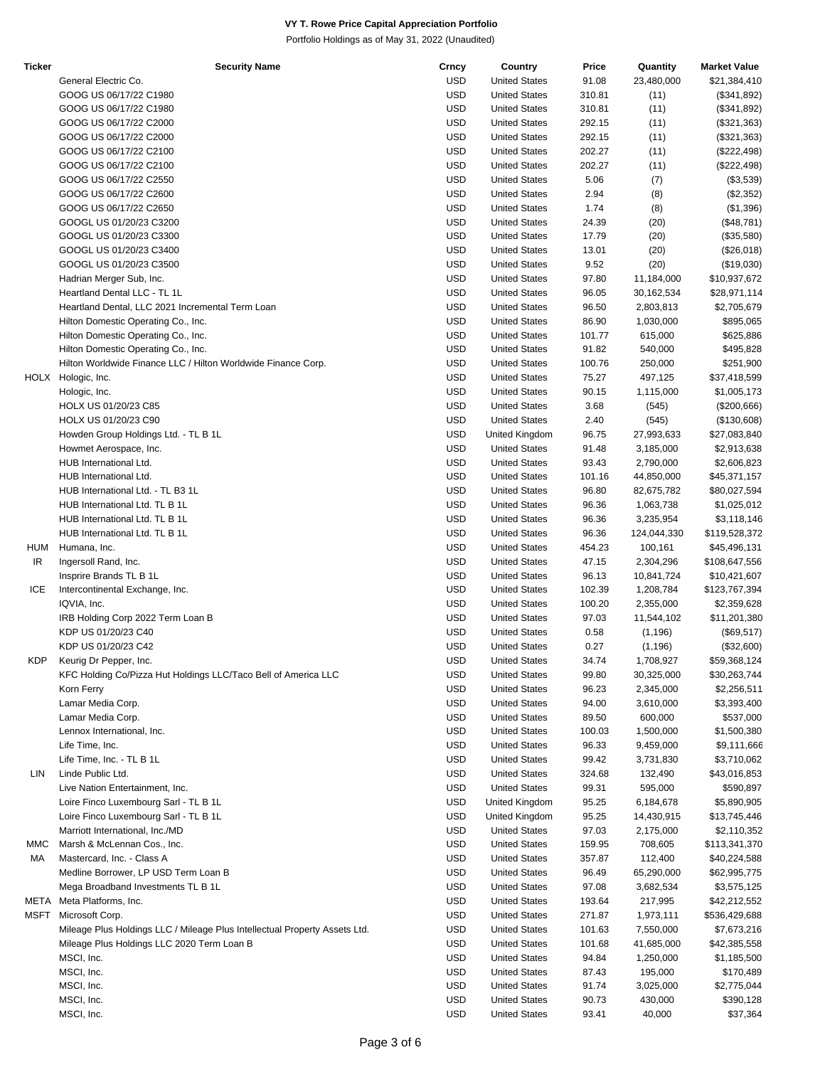# VY T. Rowe Price Capital Appreciation Portfolio

Portfolio Holdings as of May 31, 2022 (Unaudited)

| Ticker | Security Name | Crncy | Country | Price | Quantity | Market Value |
|---|---|---|---|---|---|---|
| | General Electric Co. | USD | United States | 91.08 | 23,480,000 | $21,384,410 |
| | GOOG US 06/17/22 C1980 | USD | United States | 310.81 | (11) | ($341,892) |
| | GOOG US 06/17/22 C1980 | USD | United States | 310.81 | (11) | ($341,892) |
| | GOOG US 06/17/22 C2000 | USD | United States | 292.15 | (11) | ($321,363) |
| | GOOG US 06/17/22 C2000 | USD | United States | 292.15 | (11) | ($321,363) |
| | GOOG US 06/17/22 C2100 | USD | United States | 202.27 | (11) | ($222,498) |
| | GOOG US 06/17/22 C2100 | USD | United States | 202.27 | (11) | ($222,498) |
| | GOOG US 06/17/22 C2550 | USD | United States | 5.06 | (7) | ($3,539) |
| | GOOG US 06/17/22 C2600 | USD | United States | 2.94 | (8) | ($2,352) |
| | GOOG US 06/17/22 C2650 | USD | United States | 1.74 | (8) | ($1,396) |
| | GOOGL US 01/20/23 C3200 | USD | United States | 24.39 | (20) | ($48,781) |
| | GOOGL US 01/20/23 C3300 | USD | United States | 17.79 | (20) | ($35,580) |
| | GOOGL US 01/20/23 C3400 | USD | United States | 13.01 | (20) | ($26,018) |
| | GOOGL US 01/20/23 C3500 | USD | United States | 9.52 | (20) | ($19,030) |
| | Hadrian Merger Sub, Inc. | USD | United States | 97.80 | 11,184,000 | $10,937,672 |
| | Heartland Dental LLC - TL 1L | USD | United States | 96.05 | 30,162,534 | $28,971,114 |
| | Heartland Dental, LLC 2021 Incremental Term Loan | USD | United States | 96.50 | 2,803,813 | $2,705,679 |
| | Hilton Domestic Operating Co., Inc. | USD | United States | 86.90 | 1,030,000 | $895,065 |
| | Hilton Domestic Operating Co., Inc. | USD | United States | 101.77 | 615,000 | $625,886 |
| | Hilton Domestic Operating Co., Inc. | USD | United States | 91.82 | 540,000 | $495,828 |
| | Hilton Worldwide Finance LLC / Hilton Worldwide Finance Corp. | USD | United States | 100.76 | 250,000 | $251,900 |
| HOLX | Hologic, Inc. | USD | United States | 75.27 | 497,125 | $37,418,599 |
| | Hologic, Inc. | USD | United States | 90.15 | 1,115,000 | $1,005,173 |
| | HOLX US 01/20/23 C85 | USD | United States | 3.68 | (545) | ($200,666) |
| | HOLX US 01/20/23 C90 | USD | United States | 2.40 | (545) | ($130,608) |
| | Howden Group Holdings Ltd. - TL B 1L | USD | United Kingdom | 96.75 | 27,993,633 | $27,083,840 |
| | Howmet Aerospace, Inc. | USD | United States | 91.48 | 3,185,000 | $2,913,638 |
| | HUB International Ltd. | USD | United States | 93.43 | 2,790,000 | $2,606,823 |
| | HUB International Ltd. | USD | United States | 101.16 | 44,850,000 | $45,371,157 |
| | HUB International Ltd. - TL B3 1L | USD | United States | 96.80 | 82,675,782 | $80,027,594 |
| | HUB International Ltd. TL B 1L | USD | United States | 96.36 | 1,063,738 | $1,025,012 |
| | HUB International Ltd. TL B 1L | USD | United States | 96.36 | 3,235,954 | $3,118,146 |
| | HUB International Ltd. TL B 1L | USD | United States | 96.36 | 124,044,330 | $119,528,372 |
| HUM | Humana, Inc. | USD | United States | 454.23 | 100,161 | $45,496,131 |
| IR | Ingersoll Rand, Inc. | USD | United States | 47.15 | 2,304,296 | $108,647,556 |
| | Insprire Brands TL B 1L | USD | United States | 96.13 | 10,841,724 | $10,421,607 |
| ICE | Intercontinental Exchange, Inc. | USD | United States | 102.39 | 1,208,784 | $123,767,394 |
| | IQVIA, Inc. | USD | United States | 100.20 | 2,355,000 | $2,359,628 |
| | IRB Holding Corp 2022 Term Loan B | USD | United States | 97.03 | 11,544,102 | $11,201,380 |
| | KDP US 01/20/23 C40 | USD | United States | 0.58 | (1,196) | ($69,517) |
| | KDP US 01/20/23 C42 | USD | United States | 0.27 | (1,196) | ($32,600) |
| KDP | Keurig Dr Pepper, Inc. | USD | United States | 34.74 | 1,708,927 | $59,368,124 |
| | KFC Holding Co/Pizza Hut Holdings LLC/Taco Bell of America LLC | USD | United States | 99.80 | 30,325,000 | $30,263,744 |
| | Korn Ferry | USD | United States | 96.23 | 2,345,000 | $2,256,511 |
| | Lamar Media Corp. | USD | United States | 94.00 | 3,610,000 | $3,393,400 |
| | Lamar Media Corp. | USD | United States | 89.50 | 600,000 | $537,000 |
| | Lennox International, Inc. | USD | United States | 100.03 | 1,500,000 | $1,500,380 |
| | Life Time, Inc. | USD | United States | 96.33 | 9,459,000 | $9,111,666 |
| | Life Time, Inc. - TL B 1L | USD | United States | 99.42 | 3,731,830 | $3,710,062 |
| LIN | Linde Public Ltd. | USD | United States | 324.68 | 132,490 | $43,016,853 |
| | Live Nation Entertainment, Inc. | USD | United States | 99.31 | 595,000 | $590,897 |
| | Loire Finco Luxembourg Sarl - TL B 1L | USD | United Kingdom | 95.25 | 6,184,678 | $5,890,905 |
| | Loire Finco Luxembourg Sarl - TL B 1L | USD | United Kingdom | 95.25 | 14,430,915 | $13,745,446 |
| | Marriott International, Inc./MD | USD | United States | 97.03 | 2,175,000 | $2,110,352 |
| MMC | Marsh & McLennan Cos., Inc. | USD | United States | 159.95 | 708,605 | $113,341,370 |
| MA | Mastercard, Inc. - Class A | USD | United States | 357.87 | 112,400 | $40,224,588 |
| | Medline Borrower, LP USD Term Loan B | USD | United States | 96.49 | 65,290,000 | $62,995,775 |
| | Mega Broadband Investments TL B 1L | USD | United States | 97.08 | 3,682,534 | $3,575,125 |
| META | Meta Platforms, Inc. | USD | United States | 193.64 | 217,995 | $42,212,552 |
| MSFT | Microsoft Corp. | USD | United States | 271.87 | 1,973,111 | $536,429,688 |
| | Mileage Plus Holdings LLC / Mileage Plus Intellectual Property Assets Ltd. | USD | United States | 101.63 | 7,550,000 | $7,673,216 |
| | Mileage Plus Holdings LLC 2020 Term Loan B | USD | United States | 101.68 | 41,685,000 | $42,385,558 |
| | MSCI, Inc. | USD | United States | 94.84 | 1,250,000 | $1,185,500 |
| | MSCI, Inc. | USD | United States | 87.43 | 195,000 | $170,489 |
| | MSCI, Inc. | USD | United States | 91.74 | 3,025,000 | $2,775,044 |
| | MSCI, Inc. | USD | United States | 90.73 | 430,000 | $390,128 |
| | MSCI, Inc. | USD | United States | 93.41 | 40,000 | $37,364 |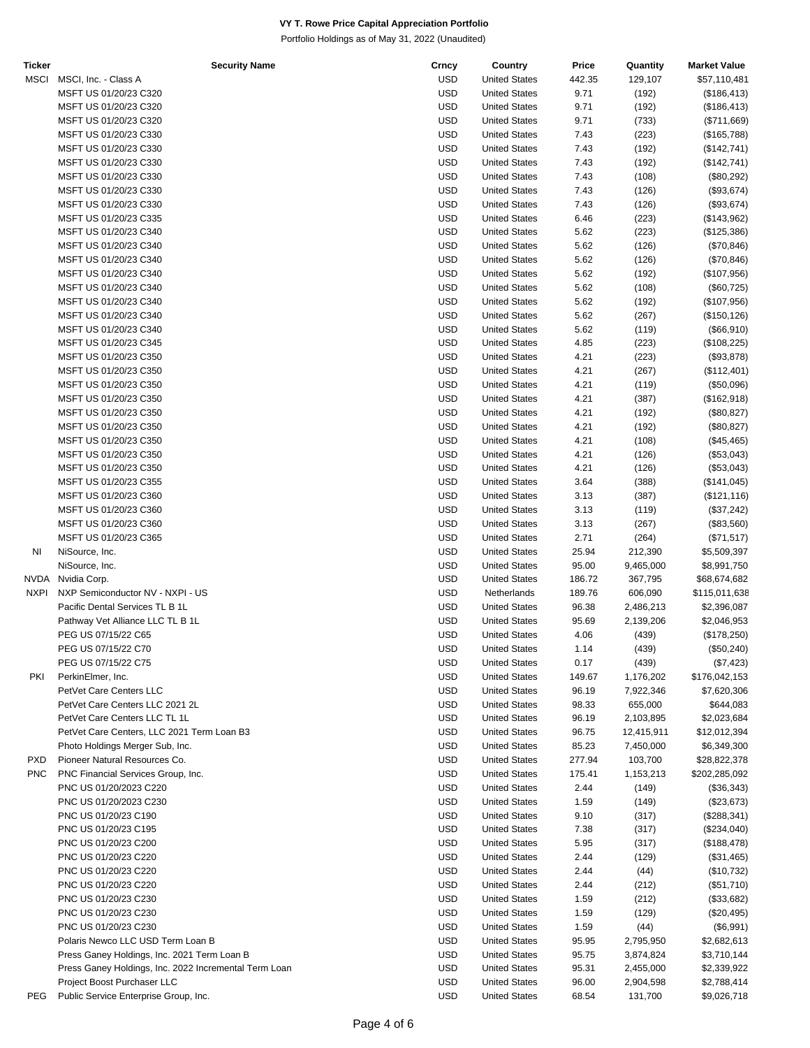**VY T. Rowe Price Capital Appreciation Portfolio**

Portfolio Holdings as of May 31, 2022 (Unaudited)

| Ticker | Security Name | Crncy | Country | Price | Quantity | Market Value |
|---|---|---|---|---|---|---|
| MSCI | MSCI, Inc. - Class A | USD | United States | 442.35 | 129,107 | $57,110,481 |
| | MSFT US 01/20/23 C320 | USD | United States | 9.71 | (192) | ($186,413) |
| | MSFT US 01/20/23 C320 | USD | United States | 9.71 | (192) | ($186,413) |
| | MSFT US 01/20/23 C320 | USD | United States | 9.71 | (733) | ($711,669) |
| | MSFT US 01/20/23 C330 | USD | United States | 7.43 | (223) | ($165,788) |
| | MSFT US 01/20/23 C330 | USD | United States | 7.43 | (192) | ($142,741) |
| | MSFT US 01/20/23 C330 | USD | United States | 7.43 | (192) | ($142,741) |
| | MSFT US 01/20/23 C330 | USD | United States | 7.43 | (108) | ($80,292) |
| | MSFT US 01/20/23 C330 | USD | United States | 7.43 | (126) | ($93,674) |
| | MSFT US 01/20/23 C330 | USD | United States | 7.43 | (126) | ($93,674) |
| | MSFT US 01/20/23 C335 | USD | United States | 6.46 | (223) | ($143,962) |
| | MSFT US 01/20/23 C340 | USD | United States | 5.62 | (223) | ($125,386) |
| | MSFT US 01/20/23 C340 | USD | United States | 5.62 | (126) | ($70,846) |
| | MSFT US 01/20/23 C340 | USD | United States | 5.62 | (126) | ($70,846) |
| | MSFT US 01/20/23 C340 | USD | United States | 5.62 | (192) | ($107,956) |
| | MSFT US 01/20/23 C340 | USD | United States | 5.62 | (108) | ($60,725) |
| | MSFT US 01/20/23 C340 | USD | United States | 5.62 | (192) | ($107,956) |
| | MSFT US 01/20/23 C340 | USD | United States | 5.62 | (267) | ($150,126) |
| | MSFT US 01/20/23 C340 | USD | United States | 5.62 | (119) | ($66,910) |
| | MSFT US 01/20/23 C345 | USD | United States | 4.85 | (223) | ($108,225) |
| | MSFT US 01/20/23 C350 | USD | United States | 4.21 | (223) | ($93,878) |
| | MSFT US 01/20/23 C350 | USD | United States | 4.21 | (267) | ($112,401) |
| | MSFT US 01/20/23 C350 | USD | United States | 4.21 | (119) | ($50,096) |
| | MSFT US 01/20/23 C350 | USD | United States | 4.21 | (387) | ($162,918) |
| | MSFT US 01/20/23 C350 | USD | United States | 4.21 | (192) | ($80,827) |
| | MSFT US 01/20/23 C350 | USD | United States | 4.21 | (192) | ($80,827) |
| | MSFT US 01/20/23 C350 | USD | United States | 4.21 | (108) | ($45,465) |
| | MSFT US 01/20/23 C350 | USD | United States | 4.21 | (126) | ($53,043) |
| | MSFT US 01/20/23 C350 | USD | United States | 4.21 | (126) | ($53,043) |
| | MSFT US 01/20/23 C355 | USD | United States | 3.64 | (388) | ($141,045) |
| | MSFT US 01/20/23 C360 | USD | United States | 3.13 | (387) | ($121,116) |
| | MSFT US 01/20/23 C360 | USD | United States | 3.13 | (119) | ($37,242) |
| | MSFT US 01/20/23 C360 | USD | United States | 3.13 | (267) | ($83,560) |
| | MSFT US 01/20/23 C365 | USD | United States | 2.71 | (264) | ($71,517) |
| NI | NiSource, Inc. | USD | United States | 25.94 | 212,390 | $5,509,397 |
| | NiSource, Inc. | USD | United States | 95.00 | 9,465,000 | $8,991,750 |
| NVDA | Nvidia Corp. | USD | United States | 186.72 | 367,795 | $68,674,682 |
| NXPI | NXP Semiconductor NV - NXPI - US | USD | Netherlands | 189.76 | 606,090 | $115,011,638 |
| | Pacific Dental Services TL B 1L | USD | United States | 96.38 | 2,486,213 | $2,396,087 |
| | Pathway Vet Alliance LLC TL B 1L | USD | United States | 95.69 | 2,139,206 | $2,046,953 |
| | PEG US 07/15/22 C65 | USD | United States | 4.06 | (439) | ($178,250) |
| | PEG US 07/15/22 C70 | USD | United States | 1.14 | (439) | ($50,240) |
| | PEG US 07/15/22 C75 | USD | United States | 0.17 | (439) | ($7,423) |
| PKI | PerkinElmer, Inc. | USD | United States | 149.67 | 1,176,202 | $176,042,153 |
| | PetVet Care Centers LLC | USD | United States | 96.19 | 7,922,346 | $7,620,306 |
| | PetVet Care Centers LLC 2021 2L | USD | United States | 98.33 | 655,000 | $644,083 |
| | PetVet Care Centers LLC TL 1L | USD | United States | 96.19 | 2,103,895 | $2,023,684 |
| | PetVet Care Centers, LLC 2021 Term Loan B3 | USD | United States | 96.75 | 12,415,911 | $12,012,394 |
| | Photo Holdings Merger Sub, Inc. | USD | United States | 85.23 | 7,450,000 | $6,349,300 |
| PXD | Pioneer Natural Resources Co. | USD | United States | 277.94 | 103,700 | $28,822,378 |
| PNC | PNC Financial Services Group, Inc. | USD | United States | 175.41 | 1,153,213 | $202,285,092 |
| | PNC US 01/20/2023 C220 | USD | United States | 2.44 | (149) | ($36,343) |
| | PNC US 01/20/2023 C230 | USD | United States | 1.59 | (149) | ($23,673) |
| | PNC US 01/20/23 C190 | USD | United States | 9.10 | (317) | ($288,341) |
| | PNC US 01/20/23 C195 | USD | United States | 7.38 | (317) | ($234,040) |
| | PNC US 01/20/23 C200 | USD | United States | 5.95 | (317) | ($188,478) |
| | PNC US 01/20/23 C220 | USD | United States | 2.44 | (129) | ($31,465) |
| | PNC US 01/20/23 C220 | USD | United States | 2.44 | (44) | ($10,732) |
| | PNC US 01/20/23 C220 | USD | United States | 2.44 | (212) | ($51,710) |
| | PNC US 01/20/23 C230 | USD | United States | 1.59 | (212) | ($33,682) |
| | PNC US 01/20/23 C230 | USD | United States | 1.59 | (129) | ($20,495) |
| | PNC US 01/20/23 C230 | USD | United States | 1.59 | (44) | ($6,991) |
| | Polaris Newco LLC USD Term Loan B | USD | United States | 95.95 | 2,795,950 | $2,682,613 |
| | Press Ganey Holdings, Inc. 2021 Term Loan B | USD | United States | 95.75 | 3,874,824 | $3,710,144 |
| | Press Ganey Holdings, Inc. 2022 Incremental Term Loan | USD | United States | 95.31 | 2,455,000 | $2,339,922 |
| | Project Boost Purchaser LLC | USD | United States | 96.00 | 2,904,598 | $2,788,414 |
| PEG | Public Service Enterprise Group, Inc. | USD | United States | 68.54 | 131,700 | $9,026,718 |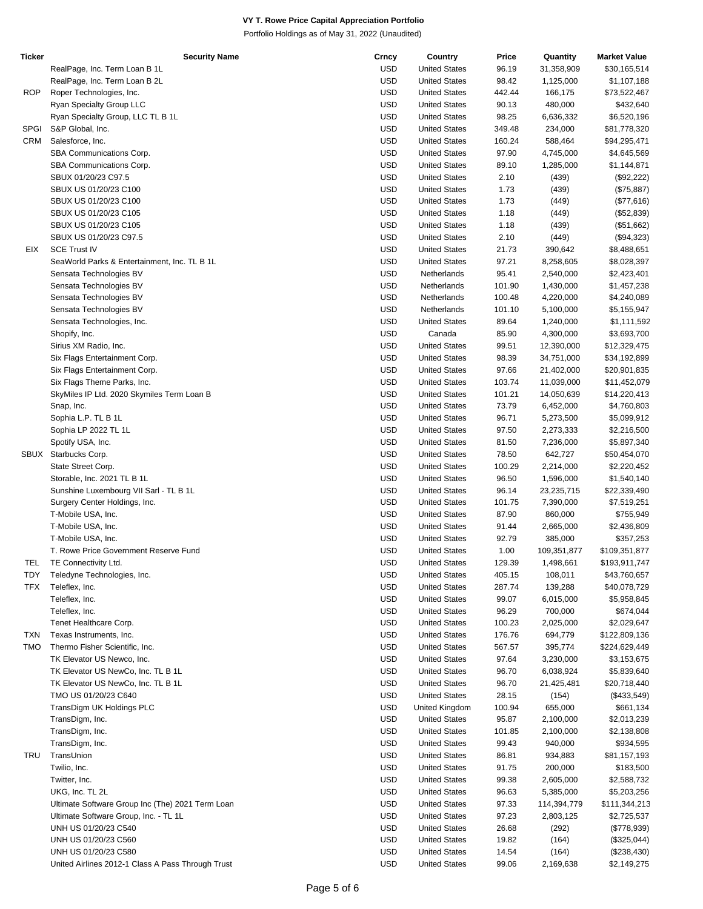**VY T. Rowe Price Capital Appreciation Portfolio**

Portfolio Holdings as of May 31, 2022 (Unaudited)

| Ticker | Security Name | Crncy | Country | Price | Quantity | Market Value |
|---|---|---|---|---|---|---|
| | RealPage, Inc. Term Loan B 1L | USD | United States | 96.19 | 31,358,909 | $30,165,514 |
| | RealPage, Inc. Term Loan B 2L | USD | United States | 98.42 | 1,125,000 | $1,107,188 |
| ROP | Roper Technologies, Inc. | USD | United States | 442.44 | 166,175 | $73,522,467 |
| | Ryan Specialty Group LLC | USD | United States | 90.13 | 480,000 | $432,640 |
| | Ryan Specialty Group, LLC TL B 1L | USD | United States | 98.25 | 6,636,332 | $6,520,196 |
| SPGI | S&P Global, Inc. | USD | United States | 349.48 | 234,000 | $81,778,320 |
| CRM | Salesforce, Inc. | USD | United States | 160.24 | 588,464 | $94,295,471 |
| | SBA Communications Corp. | USD | United States | 97.90 | 4,745,000 | $4,645,569 |
| | SBA Communications Corp. | USD | United States | 89.10 | 1,285,000 | $1,144,871 |
| | SBUX 01/20/23 C97.5 | USD | United States | 2.10 | (439) | ($92,222) |
| | SBUX US 01/20/23 C100 | USD | United States | 1.73 | (439) | ($75,887) |
| | SBUX US 01/20/23 C100 | USD | United States | 1.73 | (449) | ($77,616) |
| | SBUX US 01/20/23 C105 | USD | United States | 1.18 | (449) | ($52,839) |
| | SBUX US 01/20/23 C105 | USD | United States | 1.18 | (439) | ($51,662) |
| | SBUX US 01/20/23 C97.5 | USD | United States | 2.10 | (449) | ($94,323) |
| EIX | SCE Trust IV | USD | United States | 21.73 | 390,642 | $8,488,651 |
| | SeaWorld Parks & Entertainment, Inc. TL B 1L | USD | United States | 97.21 | 8,258,605 | $8,028,397 |
| | Sensata Technologies BV | USD | Netherlands | 95.41 | 2,540,000 | $2,423,401 |
| | Sensata Technologies BV | USD | Netherlands | 101.90 | 1,430,000 | $1,457,238 |
| | Sensata Technologies BV | USD | Netherlands | 100.48 | 4,220,000 | $4,240,089 |
| | Sensata Technologies BV | USD | Netherlands | 101.10 | 5,100,000 | $5,155,947 |
| | Sensata Technologies, Inc. | USD | United States | 89.64 | 1,240,000 | $1,111,592 |
| | Shopify, Inc. | USD | Canada | 85.90 | 4,300,000 | $3,693,700 |
| | Sirius XM Radio, Inc. | USD | United States | 99.51 | 12,390,000 | $12,329,475 |
| | Six Flags Entertainment Corp. | USD | United States | 98.39 | 34,751,000 | $34,192,899 |
| | Six Flags Entertainment Corp. | USD | United States | 97.66 | 21,402,000 | $20,901,835 |
| | Six Flags Theme Parks, Inc. | USD | United States | 103.74 | 11,039,000 | $11,452,079 |
| | SkyMiles IP Ltd. 2020 Skymiles Term Loan B | USD | United States | 101.21 | 14,050,639 | $14,220,413 |
| | Snap, Inc. | USD | United States | 73.79 | 6,452,000 | $4,760,803 |
| | Sophia L.P. TL B 1L | USD | United States | 96.71 | 5,273,500 | $5,099,912 |
| | Sophia LP 2022 TL 1L | USD | United States | 97.50 | 2,273,333 | $2,216,500 |
| | Spotify USA, Inc. | USD | United States | 81.50 | 7,236,000 | $5,897,340 |
| SBUX | Starbucks Corp. | USD | United States | 78.50 | 642,727 | $50,454,070 |
| | State Street Corp. | USD | United States | 100.29 | 2,214,000 | $2,220,452 |
| | Storable, Inc. 2021 TL B 1L | USD | United States | 96.50 | 1,596,000 | $1,540,140 |
| | Sunshine Luxembourg VII Sarl - TL B 1L | USD | United States | 96.14 | 23,235,715 | $22,339,490 |
| | Surgery Center Holdings, Inc. | USD | United States | 101.75 | 7,390,000 | $7,519,251 |
| | T-Mobile USA, Inc. | USD | United States | 87.90 | 860,000 | $755,949 |
| | T-Mobile USA, Inc. | USD | United States | 91.44 | 2,665,000 | $2,436,809 |
| | T-Mobile USA, Inc. | USD | United States | 92.79 | 385,000 | $357,253 |
| | T. Rowe Price Government Reserve Fund | USD | United States | 1.00 | 109,351,877 | $109,351,877 |
| TEL | TE Connectivity Ltd. | USD | United States | 129.39 | 1,498,661 | $193,911,747 |
| TDY | Teledyne Technologies, Inc. | USD | United States | 405.15 | 108,011 | $43,760,657 |
| TFX | Teleflex, Inc. | USD | United States | 287.74 | 139,288 | $40,078,729 |
| | Teleflex, Inc. | USD | United States | 99.07 | 6,015,000 | $5,958,845 |
| | Teleflex, Inc. | USD | United States | 96.29 | 700,000 | $674,044 |
| | Tenet Healthcare Corp. | USD | United States | 100.23 | 2,025,000 | $2,029,647 |
| TXN | Texas Instruments, Inc. | USD | United States | 176.76 | 694,779 | $122,809,136 |
| TMO | Thermo Fisher Scientific, Inc. | USD | United States | 567.57 | 395,774 | $224,629,449 |
| | TK Elevator US Newco, Inc. | USD | United States | 97.64 | 3,230,000 | $3,153,675 |
| | TK Elevator US NewCo, Inc. TL B 1L | USD | United States | 96.70 | 6,038,924 | $5,839,640 |
| | TK Elevator US NewCo, Inc. TL B 1L | USD | United States | 96.70 | 21,425,481 | $20,718,440 |
| | TMO US 01/20/23 C640 | USD | United States | 28.15 | (154) | ($433,549) |
| | TransDigm UK Holdings PLC | USD | United Kingdom | 100.94 | 655,000 | $661,134 |
| | TransDigm, Inc. | USD | United States | 95.87 | 2,100,000 | $2,013,239 |
| | TransDigm, Inc. | USD | United States | 101.85 | 2,100,000 | $2,138,808 |
| | TransDigm, Inc. | USD | United States | 99.43 | 940,000 | $934,595 |
| TRU | TransUnion | USD | United States | 86.81 | 934,883 | $81,157,193 |
| | Twilio, Inc. | USD | United States | 91.75 | 200,000 | $183,500 |
| | Twitter, Inc. | USD | United States | 99.38 | 2,605,000 | $2,588,732 |
| | UKG, Inc. TL 2L | USD | United States | 96.63 | 5,385,000 | $5,203,256 |
| | Ultimate Software Group Inc (The) 2021 Term Loan | USD | United States | 97.33 | 114,394,779 | $111,344,213 |
| | Ultimate Software Group, Inc. - TL 1L | USD | United States | 97.23 | 2,803,125 | $2,725,537 |
| | UNH US 01/20/23 C540 | USD | United States | 26.68 | (292) | ($778,939) |
| | UNH US 01/20/23 C560 | USD | United States | 19.82 | (164) | ($325,044) |
| | UNH US 01/20/23 C580 | USD | United States | 14.54 | (164) | ($238,430) |
| | United Airlines 2012-1 Class A Pass Through Trust | USD | United States | 99.06 | 2,169,638 | $2,149,275 |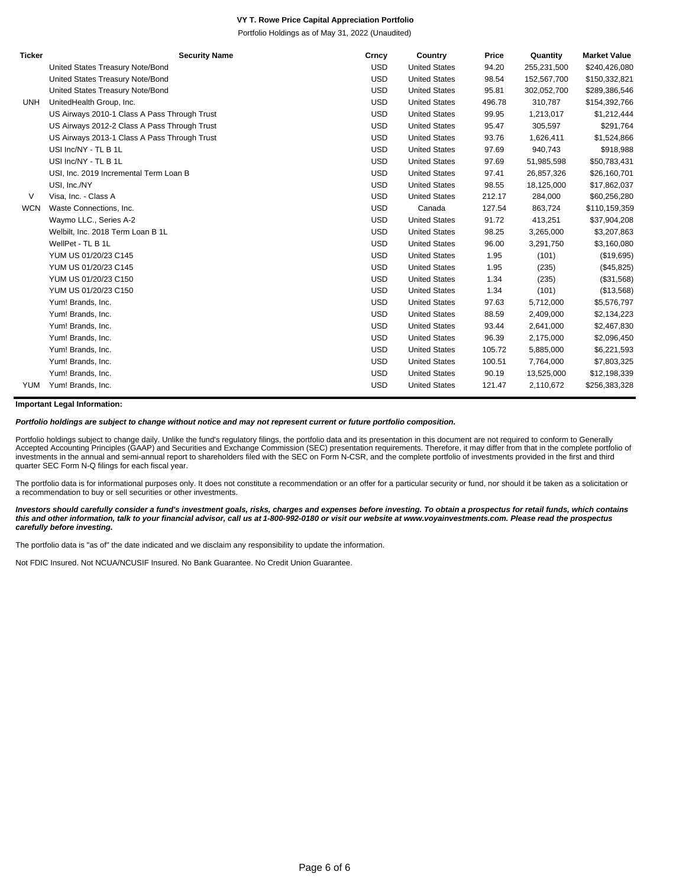**VY T. Rowe Price Capital Appreciation Portfolio**

Portfolio Holdings as of May 31, 2022 (Unaudited)

| Ticker | Security Name | Crncy | Country | Price | Quantity | Market Value |
|---|---|---|---|---|---|---|
| | United States Treasury Note/Bond | USD | United States | 94.20 | 255,231,500 | $240,426,080 |
| | United States Treasury Note/Bond | USD | United States | 98.54 | 152,567,700 | $150,332,821 |
| | United States Treasury Note/Bond | USD | United States | 95.81 | 302,052,700 | $289,386,546 |
| UNH | UnitedHealth Group, Inc. | USD | United States | 496.78 | 310,787 | $154,392,766 |
| | US Airways 2010-1 Class A Pass Through Trust | USD | United States | 99.95 | 1,213,017 | $1,212,444 |
| | US Airways 2012-2 Class A Pass Through Trust | USD | United States | 95.47 | 305,597 | $291,764 |
| | US Airways 2013-1 Class A Pass Through Trust | USD | United States | 93.76 | 1,626,411 | $1,524,866 |
| | USI Inc/NY - TL B 1L | USD | United States | 97.69 | 940,743 | $918,988 |
| | USI Inc/NY - TL B 1L | USD | United States | 97.69 | 51,985,598 | $50,783,431 |
| | USI, Inc. 2019 Incremental Term Loan B | USD | United States | 97.41 | 26,857,326 | $26,160,701 |
| | USI, Inc./NY | USD | United States | 98.55 | 18,125,000 | $17,862,037 |
| V | Visa, Inc. - Class A | USD | United States | 212.17 | 284,000 | $60,256,280 |
| WCN | Waste Connections, Inc. | USD | Canada | 127.54 | 863,724 | $110,159,359 |
| | Waymo LLC., Series A-2 | USD | United States | 91.72 | 413,251 | $37,904,208 |
| | Welbilt, Inc. 2018 Term Loan B 1L | USD | United States | 98.25 | 3,265,000 | $3,207,863 |
| | WellPet - TL B 1L | USD | United States | 96.00 | 3,291,750 | $3,160,080 |
| | YUM US 01/20/23 C145 | USD | United States | 1.95 | (101) | ($19,695) |
| | YUM US 01/20/23 C145 | USD | United States | 1.95 | (235) | ($45,825) |
| | YUM US 01/20/23 C150 | USD | United States | 1.34 | (235) | ($31,568) |
| | YUM US 01/20/23 C150 | USD | United States | 1.34 | (101) | ($13,568) |
| | Yum! Brands, Inc. | USD | United States | 97.63 | 5,712,000 | $5,576,797 |
| | Yum! Brands, Inc. | USD | United States | 88.59 | 2,409,000 | $2,134,223 |
| | Yum! Brands, Inc. | USD | United States | 93.44 | 2,641,000 | $2,467,830 |
| | Yum! Brands, Inc. | USD | United States | 96.39 | 2,175,000 | $2,096,450 |
| | Yum! Brands, Inc. | USD | United States | 105.72 | 5,885,000 | $6,221,593 |
| | Yum! Brands, Inc. | USD | United States | 100.51 | 7,764,000 | $7,803,325 |
| | Yum! Brands, Inc. | USD | United States | 90.19 | 13,525,000 | $12,198,339 |
| YUM | Yum! Brands, Inc. | USD | United States | 121.47 | 2,110,672 | $256,383,328 |

**Important Legal Information:**

***Portfolio holdings are subject to change without notice and may not represent current or future portfolio composition.***

Portfolio holdings subject to change daily. Unlike the fund's regulatory filings, the portfolio data and its presentation in this document are not required to conform to Generally Accepted Accounting Principles (GAAP) and Securities and Exchange Commission (SEC) presentation requirements. Therefore, it may differ from that in the complete portfolio of investments in the annual and semi-annual report to shareholders filed with the SEC on Form N-CSR, and the complete portfolio of investments provided in the first and third quarter SEC Form N-Q filings for each fiscal year.

The portfolio data is for informational purposes only. It does not constitute a recommendation or an offer for a particular security or fund, nor should it be taken as a solicitation or a recommendation to buy or sell securities or other investments.

***Investors should carefully consider a fund's investment goals, risks, charges and expenses before investing. To obtain a prospectus for retail funds, which contains this and other information, talk to your financial advisor, call us at 1-800-992-0180 or visit our website at www.voyainvestments.com. Please read the prospectus carefully before investing.***

The portfolio data is "as of" the date indicated and we disclaim any responsibility to update the information.

Not FDIC Insured. Not NCUA/NCUSIF Insured. No Bank Guarantee. No Credit Union Guarantee.